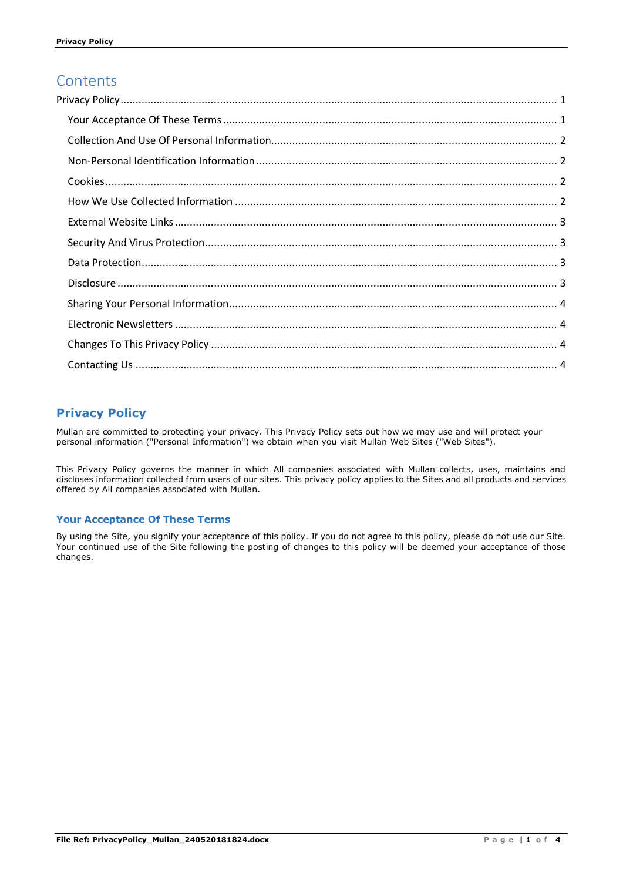# Contents

Privacy Policy ..... 1

- Your Acceptance Of These Terms ..... 1
- Collection And Use Of Personal Information ..... 2
- Non-Personal Identification Information ..... 2
- Cookies ..... 2
- How We Use Collected Information ..... 2
- External Website Links ..... 3
- Security And Virus Protection ..... 3
- Data Protection ..... 3
- Disclosure ..... 3
- Sharing Your Personal Information ..... 4
- Electronic Newsletters ..... 4
- Changes To This Privacy Policy ..... 4
- Contacting Us ..... 4

# Privacy Policy

Mullan are committed to protecting your privacy. This Privacy Policy sets out how we may use and will protect your personal information ("Personal Information") we obtain when you visit Mullan Web Sites ("Web Sites").

This Privacy Policy governs the manner in which All companies associated with Mullan collects, uses, maintains and discloses information collected from users of our sites. This privacy policy applies to the Sites and all products and services offered by All companies associated with Mullan.

## Your Acceptance Of These Terms

By using the Site, you signify your acceptance of this policy. If you do not agree to this policy, please do not use our Site. Your continued use of the Site following the posting of changes to this policy will be deemed your acceptance of those changes.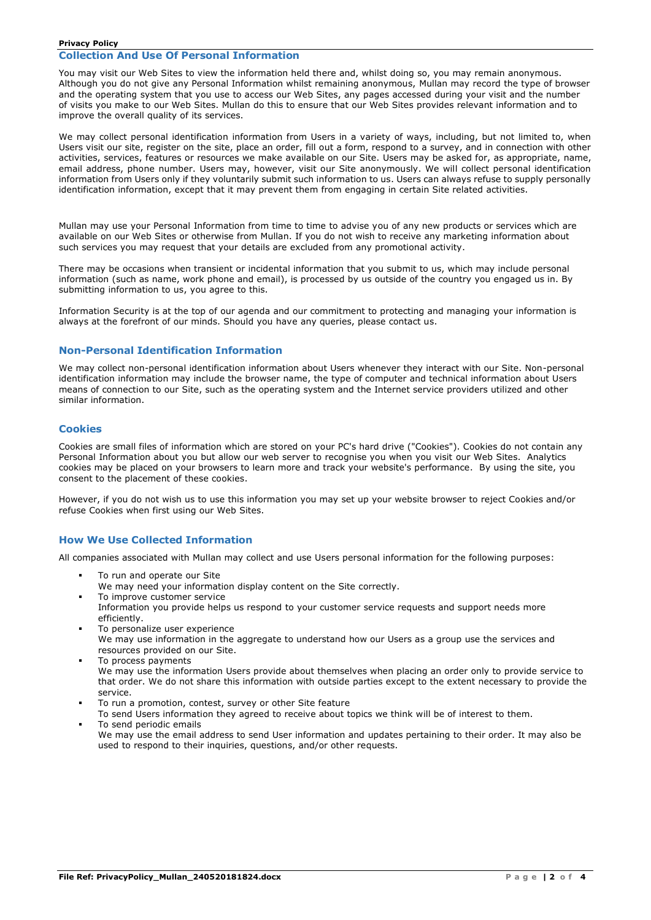## Collection And Use Of Personal Information

You may visit our Web Sites to view the information held there and, whilst doing so, you may remain anonymous. Although you do not give any Personal Information whilst remaining anonymous, Mullan may record the type of browser and the operating system that you use to access our Web Sites, any pages accessed during your visit and the number of visits you make to our Web Sites. Mullan do this to ensure that our Web Sites provides relevant information and to improve the overall quality of its services.

We may collect personal identification information from Users in a variety of ways, including, but not limited to, when Users visit our site, register on the site, place an order, fill out a form, respond to a survey, and in connection with other activities, services, features or resources we make available on our Site. Users may be asked for, as appropriate, name, email address, phone number. Users may, however, visit our Site anonymously. We will collect personal identification information from Users only if they voluntarily submit such information to us. Users can always refuse to supply personally identification information, except that it may prevent them from engaging in certain Site related activities.

Mullan may use your Personal Information from time to time to advise you of any new products or services which are available on our Web Sites or otherwise from Mullan. If you do not wish to receive any marketing information about such services you may request that your details are excluded from any promotional activity.

There may be occasions when transient or incidental information that you submit to us, which may include personal information (such as name, work phone and email), is processed by us outside of the country you engaged us in. By submitting information to us, you agree to this.

Information Security is at the top of our agenda and our commitment to protecting and managing your information is always at the forefront of our minds. Should you have any queries, please contact us.

## Non-Personal Identification Information

We may collect non-personal identification information about Users whenever they interact with our Site. Non-personal identification information may include the browser name, the type of computer and technical information about Users means of connection to our Site, such as the operating system and the Internet service providers utilized and other similar information.

## Cookies

Cookies are small files of information which are stored on your PC's hard drive ("Cookies"). Cookies do not contain any Personal Information about you but allow our web server to recognise you when you visit our Web Sites. Analytics cookies may be placed on your browsers to learn more and track your website's performance. By using the site, you consent to the placement of these cookies.

However, if you do not wish us to use this information you may set up your website browser to reject Cookies and/or refuse Cookies when first using our Web Sites.

## How We Use Collected Information

All companies associated with Mullan may collect and use Users personal information for the following purposes:

- To run and operate our Site
  We may need your information display content on the Site correctly.
- To improve customer service
  Information you provide helps us respond to your customer service requests and support needs more efficiently.
- To personalize user experience
  We may use information in the aggregate to understand how our Users as a group use the services and resources provided on our Site.
- To process payments
  We may use the information Users provide about themselves when placing an order only to provide service to that order. We do not share this information with outside parties except to the extent necessary to provide the service.
- To run a promotion, contest, survey or other Site feature
  To send Users information they agreed to receive about topics we think will be of interest to them.
- To send periodic emails
  We may use the email address to send User information and updates pertaining to their order. It may also be used to respond to their inquiries, questions, and/or other requests.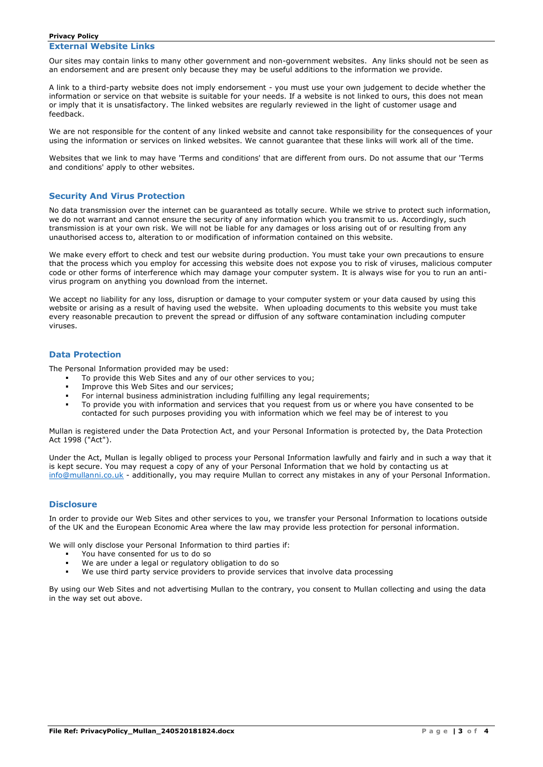## External Website Links

Our sites may contain links to many other government and non-government websites. Any links should not be seen as an endorsement and are present only because they may be useful additions to the information we provide.

A link to a third-party website does not imply endorsement - you must use your own judgement to decide whether the information or service on that website is suitable for your needs. If a website is not linked to ours, this does not mean or imply that it is unsatisfactory. The linked websites are regularly reviewed in the light of customer usage and feedback.

We are not responsible for the content of any linked website and cannot take responsibility for the consequences of your using the information or services on linked websites. We cannot guarantee that these links will work all of the time.

Websites that we link to may have 'Terms and conditions' that are different from ours. Do not assume that our 'Terms and conditions' apply to other websites.

## Security And Virus Protection

No data transmission over the internet can be guaranteed as totally secure. While we strive to protect such information, we do not warrant and cannot ensure the security of any information which you transmit to us. Accordingly, such transmission is at your own risk. We will not be liable for any damages or loss arising out of or resulting from any unauthorised access to, alteration to or modification of information contained on this website.

We make every effort to check and test our website during production. You must take your own precautions to ensure that the process which you employ for accessing this website does not expose you to risk of viruses, malicious computer code or other forms of interference which may damage your computer system. It is always wise for you to run an anti-virus program on anything you download from the internet.

We accept no liability for any loss, disruption or damage to your computer system or your data caused by using this website or arising as a result of having used the website. When uploading documents to this website you must take every reasonable precaution to prevent the spread or diffusion of any software contamination including computer viruses.

## Data Protection

The Personal Information provided may be used:

- To provide this Web Sites and any of our other services to you;
- Improve this Web Sites and our services;
- For internal business administration including fulfilling any legal requirements;
- To provide you with information and services that you request from us or where you have consented to be contacted for such purposes providing you with information which we feel may be of interest to you

Mullan is registered under the Data Protection Act, and your Personal Information is protected by, the Data Protection Act 1998 ("Act").

Under the Act, Mullan is legally obliged to process your Personal Information lawfully and fairly and in such a way that it is kept secure. You may request a copy of any of your Personal Information that we hold by contacting us at info@mullanni.co.uk - additionally, you may require Mullan to correct any mistakes in any of your Personal Information.

## Disclosure

In order to provide our Web Sites and other services to you, we transfer your Personal Information to locations outside of the UK and the European Economic Area where the law may provide less protection for personal information.

We will only disclose your Personal Information to third parties if:

- You have consented for us to do so
- We are under a legal or regulatory obligation to do so
- We use third party service providers to provide services that involve data processing

By using our Web Sites and not advertising Mullan to the contrary, you consent to Mullan collecting and using the data in the way set out above.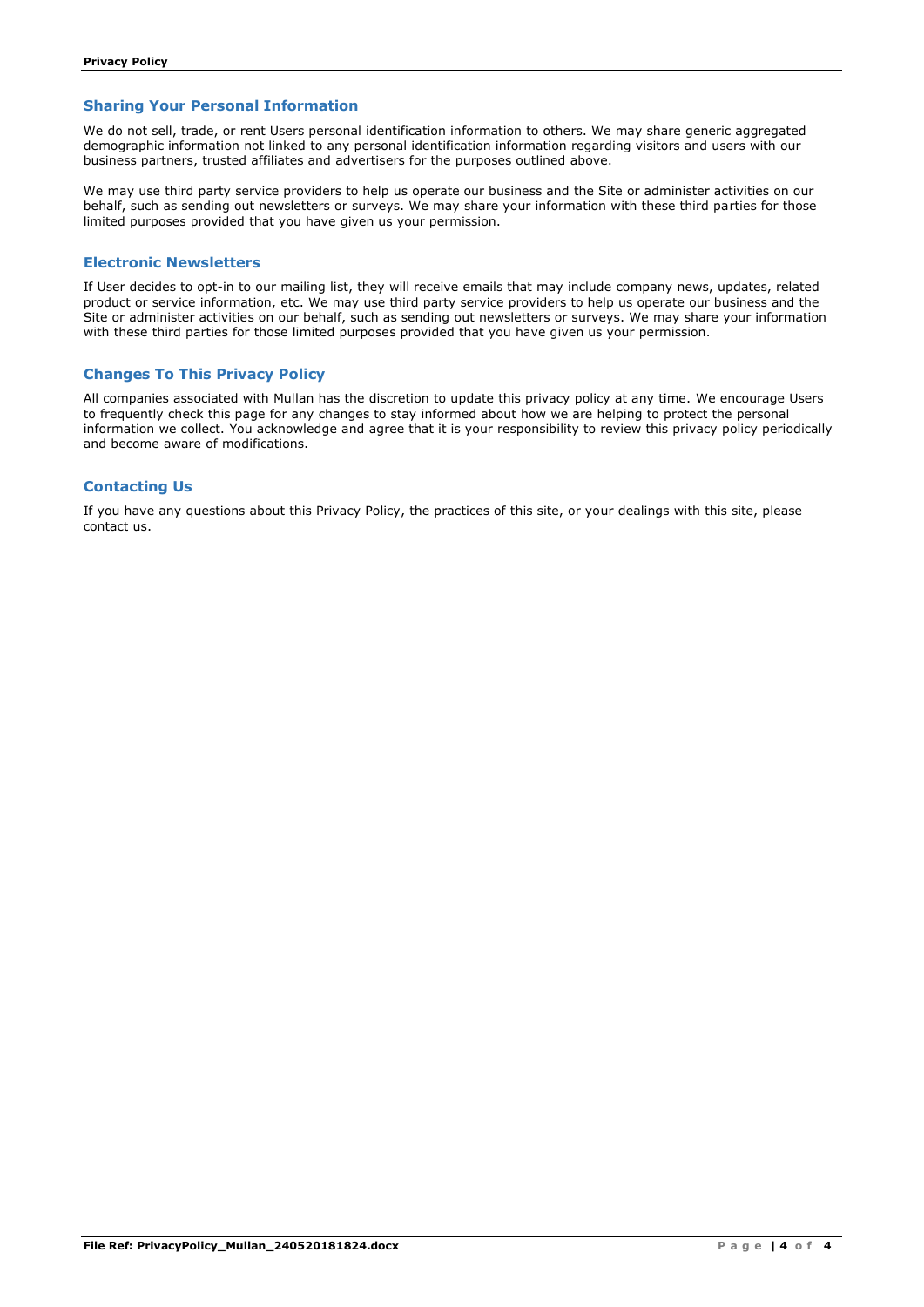## Sharing Your Personal Information

We do not sell, trade, or rent Users personal identification information to others. We may share generic aggregated demographic information not linked to any personal identification information regarding visitors and users with our business partners, trusted affiliates and advertisers for the purposes outlined above.

We may use third party service providers to help us operate our business and the Site or administer activities on our behalf, such as sending out newsletters or surveys. We may share your information with these third parties for those limited purposes provided that you have given us your permission.

## Electronic Newsletters

If User decides to opt-in to our mailing list, they will receive emails that may include company news, updates, related product or service information, etc. We may use third party service providers to help us operate our business and the Site or administer activities on our behalf, such as sending out newsletters or surveys. We may share your information with these third parties for those limited purposes provided that you have given us your permission.

## Changes To This Privacy Policy

All companies associated with Mullan has the discretion to update this privacy policy at any time. We encourage Users to frequently check this page for any changes to stay informed about how we are helping to protect the personal information we collect. You acknowledge and agree that it is your responsibility to review this privacy policy periodically and become aware of modifications.

## Contacting Us

If you have any questions about this Privacy Policy, the practices of this site, or your dealings with this site, please contact us.